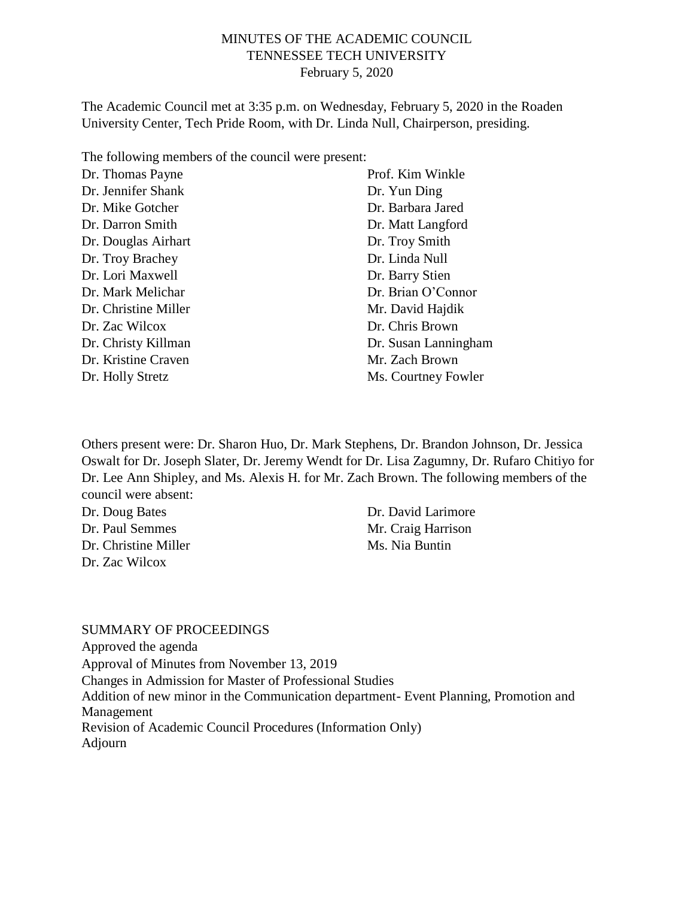# MINUTES OF THE ACADEMIC COUNCIL
## TENNESSEE TECH UNIVERSITY
### February 5, 2020

The Academic Council met at 3:35 p.m. on Wednesday, February 5, 2020 in the Roaden University Center, Tech Pride Room, with Dr. Linda Null, Chairperson, presiding.

The following members of the council were present:

Dr. Thomas Payne
Dr. Jennifer Shank
Dr. Mike Gotcher
Dr. Darron Smith
Dr. Douglas Airhart
Dr. Troy Brachey
Dr. Lori Maxwell
Dr. Mark Melichar
Dr. Christine Miller
Dr. Zac Wilcox
Dr. Christy Killman
Dr. Kristine Craven
Dr. Holly Stretz
Prof. Kim Winkle
Dr. Yun Ding
Dr. Barbara Jared
Dr. Matt Langford
Dr. Troy Smith
Dr. Linda Null
Dr. Barry Stien
Dr. Brian O'Connor
Mr. David Hajdik
Dr. Chris Brown
Dr. Susan Lanningham
Mr. Zach Brown
Ms. Courtney Fowler

Others present were: Dr. Sharon Huo, Dr. Mark Stephens, Dr. Brandon Johnson, Dr. Jessica Oswalt for Dr. Joseph Slater, Dr. Jeremy Wendt for Dr. Lisa Zagumny, Dr. Rufaro Chitiyo for Dr. Lee Ann Shipley, and Ms. Alexis H. for Mr. Zach Brown. The following members of the council were absent:

Dr. Doug Bates
Dr. Paul Semmes
Dr. Christine Miller
Dr. Zac Wilcox
Dr. David Larimore
Mr. Craig Harrison
Ms. Nia Buntin

SUMMARY OF PROCEEDINGS

Approved the agenda
Approval of Minutes from November 13, 2019
Changes in Admission for Master of Professional Studies
Addition of new minor in the Communication department- Event Planning, Promotion and Management
Revision of Academic Council Procedures (Information Only)
Adjourn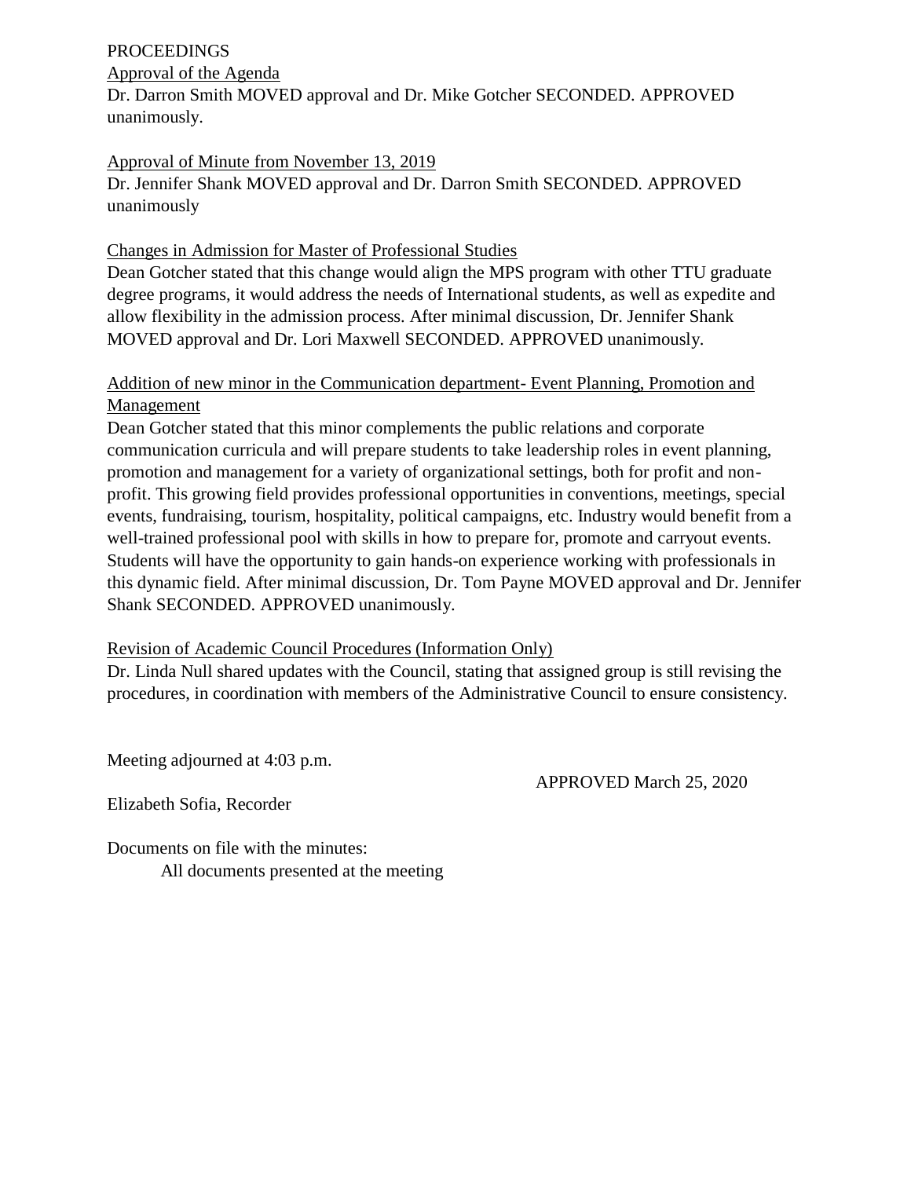PROCEEDINGS

Approval of the Agenda

Dr. Darron Smith MOVED approval and Dr. Mike Gotcher SECONDED. APPROVED unanimously.

Approval of Minute from November 13, 2019

Dr. Jennifer Shank MOVED approval and Dr. Darron Smith SECONDED. APPROVED unanimously

Changes in Admission for Master of Professional Studies

Dean Gotcher stated that this change would align the MPS program with other TTU graduate degree programs, it would address the needs of International students, as well as expedite and allow flexibility in the admission process. After minimal discussion, Dr. Jennifer Shank MOVED approval and Dr. Lori Maxwell SECONDED. APPROVED unanimously.

Addition of new minor in the Communication department- Event Planning, Promotion and Management

Dean Gotcher stated that this minor complements the public relations and corporate communication curricula and will prepare students to take leadership roles in event planning, promotion and management for a variety of organizational settings, both for profit and non-profit. This growing field provides professional opportunities in conventions, meetings, special events, fundraising, tourism, hospitality, political campaigns, etc. Industry would benefit from a well-trained professional pool with skills in how to prepare for, promote and carryout events. Students will have the opportunity to gain hands-on experience working with professionals in this dynamic field. After minimal discussion, Dr. Tom Payne MOVED approval and Dr. Jennifer Shank SECONDED. APPROVED unanimously.

Revision of Academic Council Procedures (Information Only)

Dr. Linda Null shared updates with the Council, stating that assigned group is still revising the procedures, in coordination with members of the Administrative Council to ensure consistency.

Meeting adjourned at 4:03 p.m.

APPROVED March 25, 2020

Elizabeth Sofia, Recorder

Documents on file with the minutes:

All documents presented at the meeting